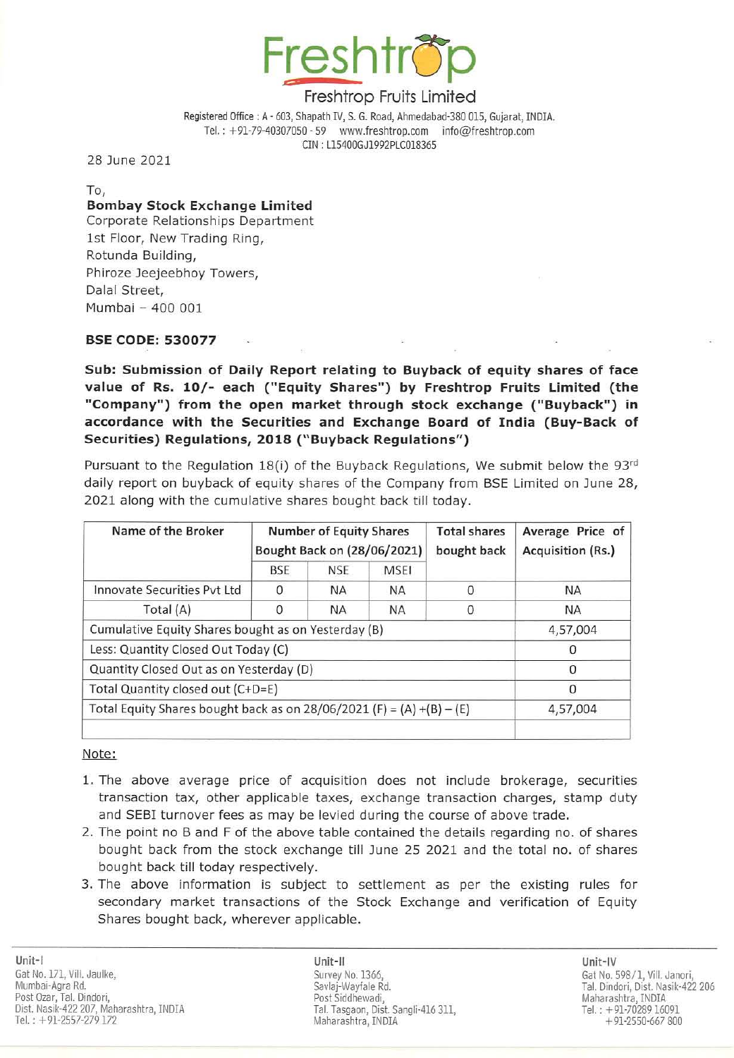# Freshtrop

## Freshtrop Fruits Limited

Registered Office : A - 603, Shapath IV, S. G. Road, Ahmedabad-380 015, Gujarat, INDIA.
Tel. : +91-79-40307050 - 59 www.freshtrop.com info@freshtrop.com
CIN : L15400GJ1992PLC018365

28 June 2021

To,
**Bombay Stock Exchange Limited**
Corporate Relationships Department
1st Floor, New Trading Ring,
Rotunda Building,
Phiroze Jeejeebhoy Towers,
Dalal Street,
Mumbai – 400 001

**BSE CODE: 530077**

**Sub: Submission of Daily Report relating to Buyback of equity shares of face value of Rs. 10/- each ("Equity Shares") by Freshtrop Fruits Limited (the "Company") from the open market through stock exchange ("Buyback") in accordance with the Securities and Exchange Board of India (Buy-Back of Securities) Regulations, 2018 ("Buyback Regulations")**

Pursuant to the Regulation 18(i) of the Buyback Regulations, We submit below the 93rd daily report on buyback of equity shares of the Company from BSE Limited on June 28, 2021 along with the cumulative shares bought back till today.

| Name of the Broker | Number of Equity Shares Bought Back on (28/06/2021) | | | Total shares bought back | Average Price of Acquisition (Rs.) |
|---|---|---|---|---|---|
| | BSE | NSE | MSEI | | |
| Innovate Securities Pvt Ltd | 0 | NA | NA | 0 | NA |
| Total (A) | 0 | NA | NA | 0 | NA |
| Cumulative Equity Shares bought as on Yesterday (B) | | | | | 4,57,004 |
| Less: Quantity Closed Out Today (C) | | | | | 0 |
| Quantity Closed Out as on Yesterday (D) | | | | | 0 |
| Total Quantity closed out (C+D=E) | | | | | 0 |
| Total Equity Shares bought back as on 28/06/2021 (F) = (A) +(B) – (E) | | | | | 4,57,004 |
| | | | | | |

Note:

1. The above average price of acquisition does not include brokerage, securities transaction tax, other applicable taxes, exchange transaction charges, stamp duty and SEBI turnover fees as may be levied during the course of above trade.
2. The point no B and F of the above table contained the details regarding no. of shares bought back from the stock exchange till June 25 2021 and the total no. of shares bought back till today respectively.
3. The above information is subject to settlement as per the existing rules for secondary market transactions of the Stock Exchange and verification of Equity Shares bought back, wherever applicable.

**Unit-I**
Gat No. 171, Vill. Jaulke,
Mumbai-Agra Rd.
Post Ozar, Tal. Dindori,
Dist. Nasik-422 207, Maharashtra, INDIA
Tel. : +91-2557-279 172

**Unit-II**
Survey No. 1366,
Savlaj-Wayfale Rd.
Post Siddhewadi,
Tal. Tasgaon, Dist. Sangli-416 311,
Maharashtra, INDIA

**Unit-IV**
Gat No. 598/1, Vill. Janori,
Tal. Dindori, Dist. Nasik-422 206
Maharashtra, INDIA
Tel. : +91-70289 16091
+91-2550-667 800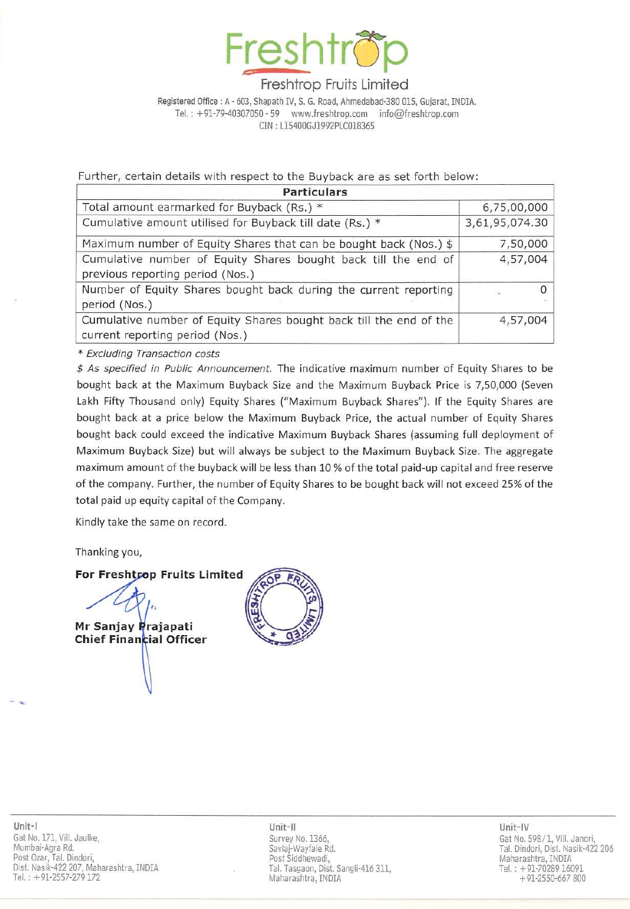Further, certain details with respect to the Buyback are as set forth below:

| Particulars | |
|---|---|
| Total amount earmarked for Buyback (Rs.) * | 6,75,00,000 |
| Cumulative amount utilised for Buyback till date (Rs.) * | 3,61,95,074.30 |
| Maximum number of Equity Shares that can be bought back (Nos.) $ | 7,50,000 |
| Cumulative number of Equity Shares bought back till the end of previous reporting period (Nos.) | 4,57,004 |
| Number of Equity Shares bought back during the current reporting period (Nos.) | 0 |
| Cumulative number of Equity Shares bought back till the end of the current reporting period (Nos.) | 4,57,004 |

* *Excluding Transaction costs*

$ *As specified in Public Announcement.* The indicative maximum number of Equity Shares to be bought back at the Maximum Buyback Size and the Maximum Buyback Price is 7,50,000 (Seven Lakh Fifty Thousand only) Equity Shares ("Maximum Buyback Shares"). If the Equity Shares are bought back at a price below the Maximum Buyback Price, the actual number of Equity Shares bought back could exceed the indicative Maximum Buyback Shares (assuming full deployment of Maximum Buyback Size) but will always be subject to the Maximum Buyback Size. The aggregate maximum amount of the buyback will be less than 10 % of the total paid-up capital and free reserve of the company. Further, the number of Equity Shares to be bought back will not exceed 25% of the total paid up equity capital of the Company.

Kindly take the same on record.

Thanking you,

**For Freshtrop Fruits Limited**

**Mr Sanjay Prajapati**
**Chief Financial Officer**

Unit-I
Gat No. 171, Vill. Jaulke,
Mumbai-Agra Rd.
Post Ozar, Tal. Dindori,
Dist. Nasik-422 207, Maharashtra, INDIA
Tel. : +91-2557-279 172

Unit-II
Survey No. 1366,
Savlaj-Wayfale Rd.
Post Siddhewadi,
Tal. Tasgaon, Dist. Sangli-416 311,
Maharashtra, INDIA

Unit-IV
Gat No. 598/1, Vill. Janori,
Tal. Dindori, Dist. Nasik-422 206
Maharashtra, INDIA
Tel. : +91-70289 16091
+91-2550-667 800